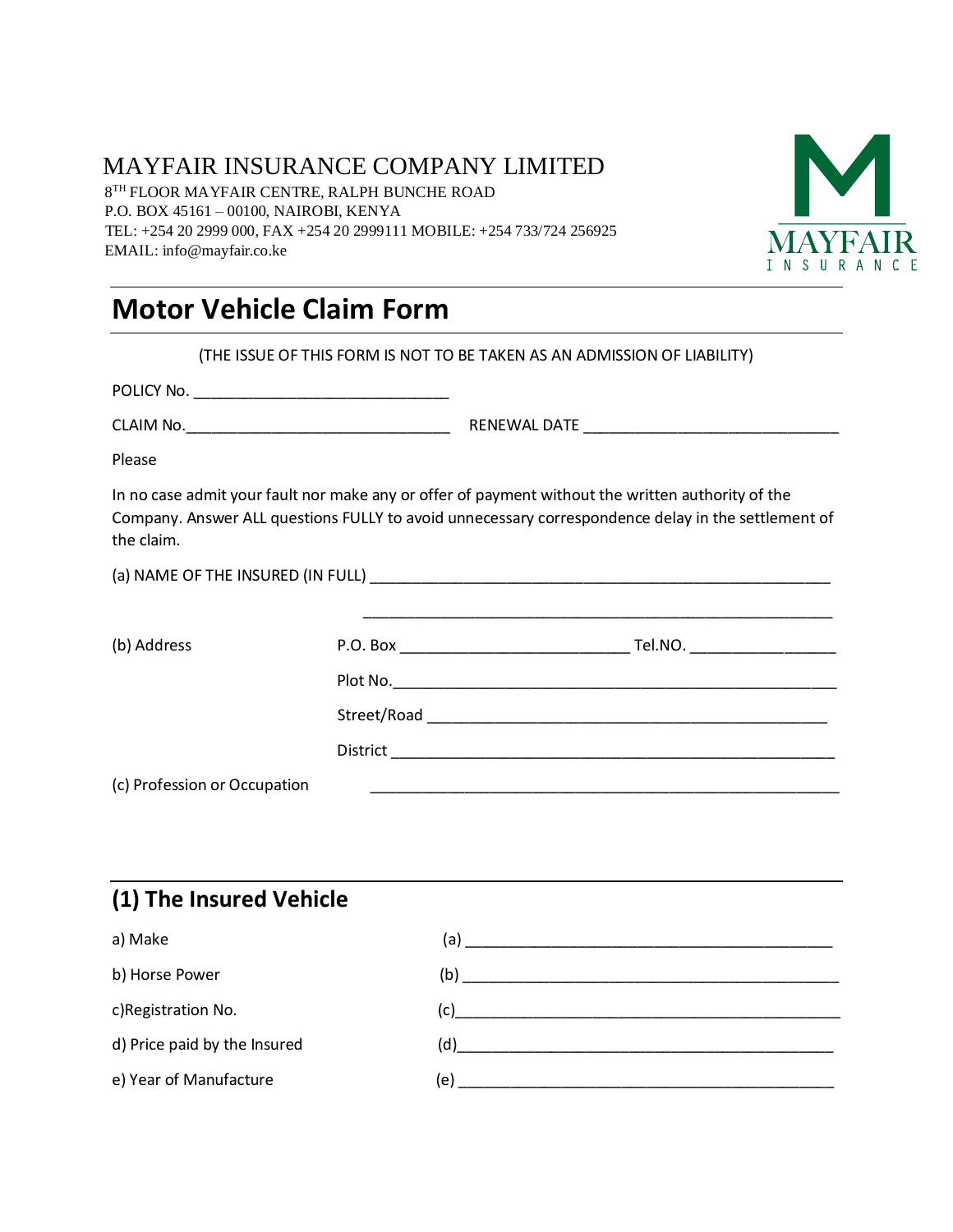MAYFAIR INSURANCE COMPANY LIMITED

8TH FLOOR MAYFAIR CENTRE, RALPH BUNCHE ROAD
P.O. BOX 45161 – 00100, NAIROBI, KENYA
TEL: +254 20 2999 000, FAX +254 20 2999111 MOBILE: +254 733/724 256925
EMAIL: info@mayfair.co.ke

MAYFAIR INSURANCE

# Motor Vehicle Claim Form

(THE ISSUE OF THIS FORM IS NOT TO BE TAKEN AS AN ADMISSION OF LIABILITY)

POLICY No. ______________________________

CLAIM No.______________________________ RENEWAL DATE ______________________________

Please

In no case admit your fault nor make any or offer of payment without the written authority of the Company. Answer ALL questions FULLY to avoid unnecessary correspondence delay in the settlement of the claim.

(a) NAME OF THE INSURED (IN FULL) ______________________________________________________

______________________________________________________

(b) Address P.O. Box __________________________ Tel.NO. ________________

Plot No.__________________________________________________

Street/Road ______________________________________________

District _________________________________________________

(c) Profession or Occupation ______________________________________________________

## (1) The Insured Vehicle

a) Make (a) __________________________________________

b) Horse Power (b) __________________________________________

c)Registration No. (c)__________________________________________

d) Price paid by the Insured (d)__________________________________________

e) Year of Manufacture (e) __________________________________________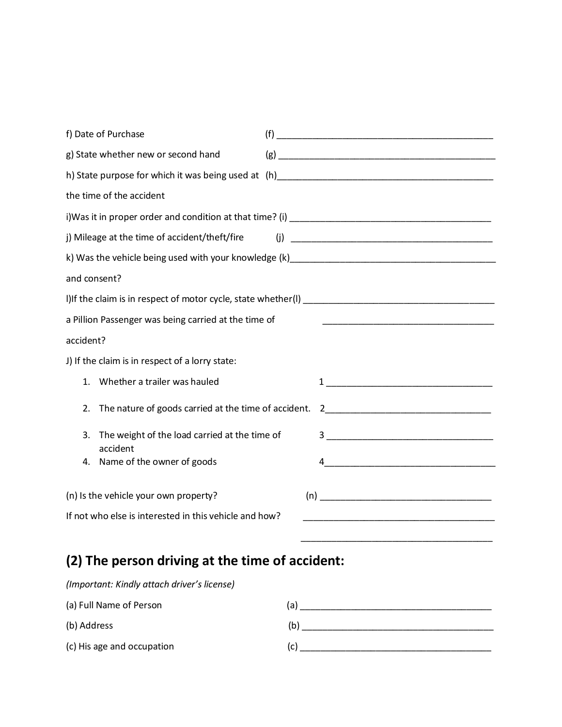f) Date of Purchase (f) ____________________________________________

g) State whether new or second hand (g) ____________________________________________

h) State purpose for which it was being used at the time of the accident (h)____________________________________________

i)Was it in proper order and condition at that time? (i) ____________________________________________

j) Mileage at the time of accident/theft/fire (j) ____________________________________________

k) Was the vehicle being used with your knowledge and consent? (k)____________________________________________

l)If the claim is in respect of motor cycle, state whether a Pillion Passenger was being carried at the time of accident? (l) ____________________________________________

____________________________________________

J) If the claim is in respect of a lorry state:

1. Whether a trailer was hauled 1 ________________________________
2. The nature of goods carried at the time of accident. 2________________________________
3. The weight of the load carried at the time of accident 3 ________________________________
4. Name of the owner of goods 4________________________________

(n) Is the vehicle your own property? (n) ________________________________

If not who else is interested in this vehicle and how? ________________________________

________________________________

## (2) The person driving at the time of accident:

*(Important: Kindly attach driver's license)*

(a) Full Name of Person (a) ________________________________

(b) Address (b) ________________________________

(c) His age and occupation (c) ________________________________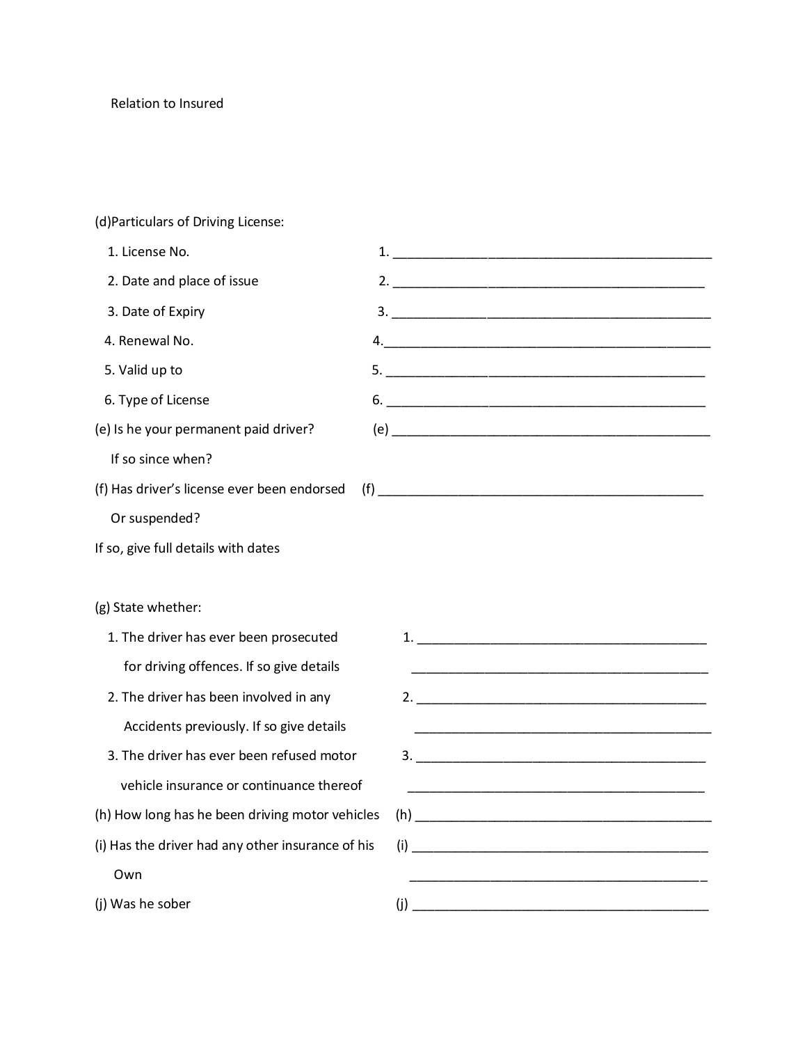Relation to Insured

(d)Particulars of Driving License:

1. License No. 1. _______________________________________________

2. Date and place of issue 2. _______________________________________________

3. Date of Expiry 3. _______________________________________________

4. Renewal No. 4._______________________________________________

5. Valid up to 5. _______________________________________________

6. Type of License 6. _______________________________________________

(e) Is he your permanent paid driver? (e) _______________________________________________

If so since when?

(f) Has driver's license ever been endorsed (f) _______________________________________________

Or suspended?

If so, give full details with dates

(g) State whether:

1. The driver has ever been prosecuted for driving offences. If so give details 1. ___________________________________________
___________________________________________

2. The driver has been involved in any Accidents previously. If so give details 2. ___________________________________________
___________________________________________

3. The driver has ever been refused motor vehicle insurance or continuance thereof 3. ___________________________________________
___________________________________________

(h) How long has he been driving motor vehicles (h) ___________________________________________

(i) Has the driver had any other insurance of his Own (i) ___________________________________________
___________________________________________

(j) Was he sober (j) ___________________________________________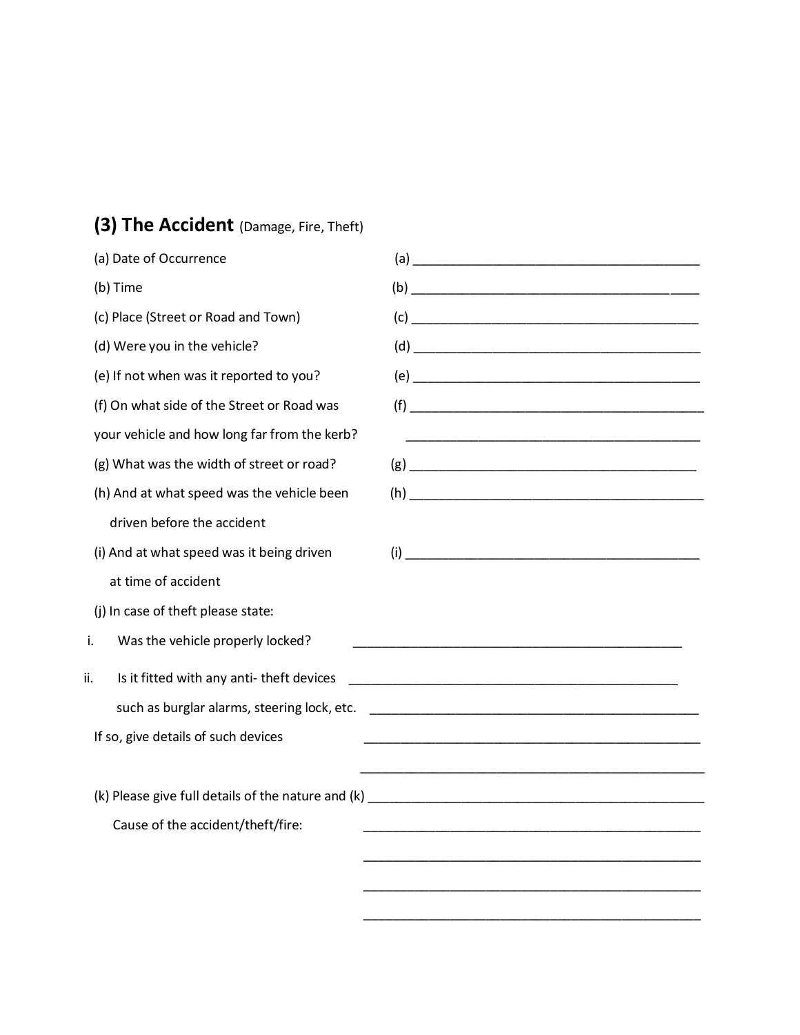## (3) The Accident (Damage, Fire, Theft)

(a) Date of Occurrence (a) __________________________________________

(b) Time (b) __________________________________________

(c) Place (Street or Road and Town) (c) __________________________________________

(d) Were you in the vehicle? (d) __________________________________________

(e) If not when was it reported to you? (e) __________________________________________

(f) On what side of the Street or Road was your vehicle and how long far from the kerb? (f) __________________________________________

__________________________________________

(g) What was the width of street or road? (g) __________________________________________

(h) And at what speed was the vehicle been driven before the accident (h) __________________________________________

(i) And at what speed was it being driven at time of accident (i) __________________________________________

(j) In case of theft please state:

i. Was the vehicle properly locked? __________________________________________

ii. Is it fitted with any anti- theft devices __________________________________________
such as burglar alarms, steering lock, etc. __________________________________________

If so, give details of such devices __________________________________________

__________________________________________

(k) Please give full details of the nature and (k) __________________________________________
Cause of the accident/theft/fire: __________________________________________

__________________________________________

__________________________________________

__________________________________________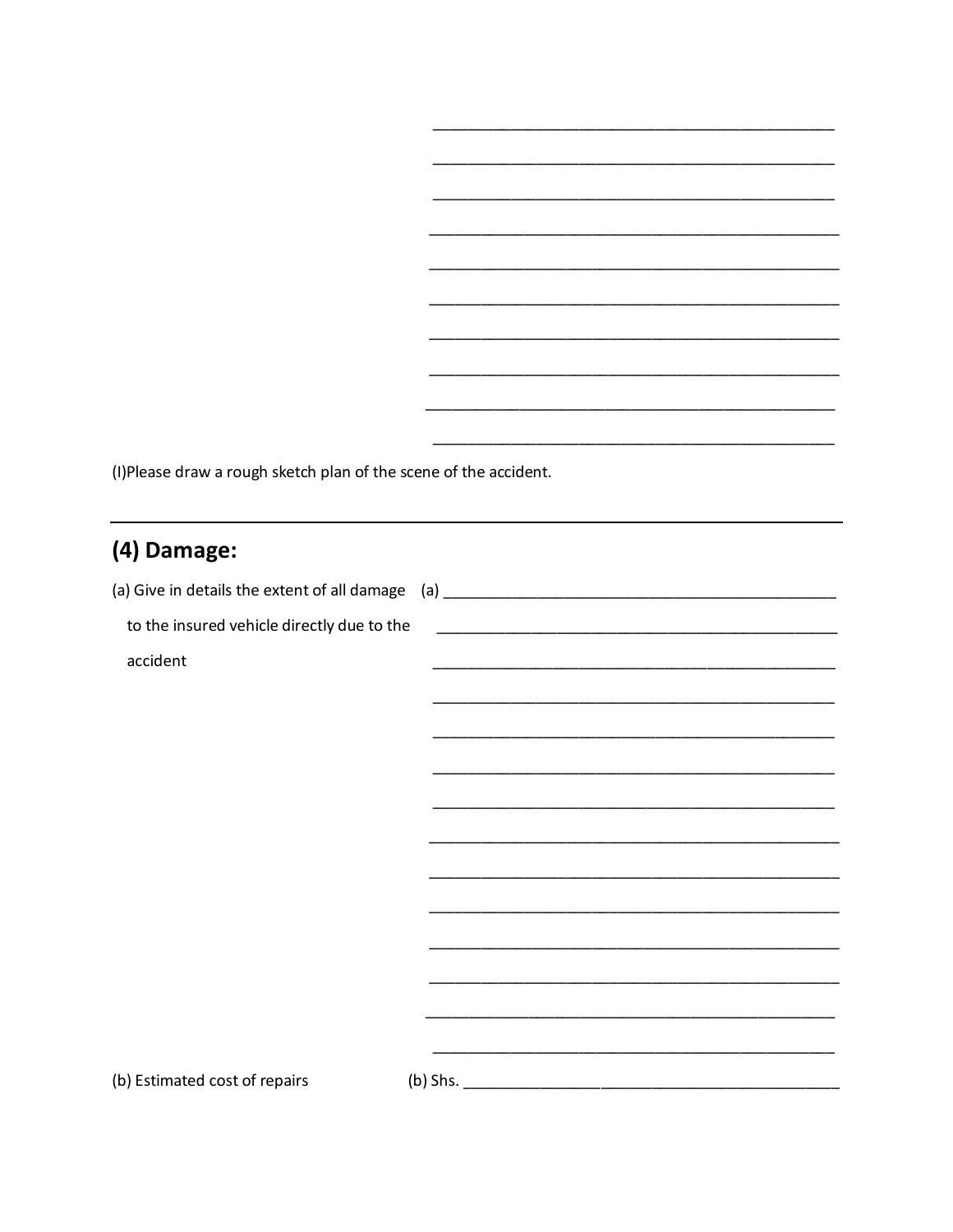\_\_\_\_\_\_\_\_\_\_\_\_\_\_\_\_\_\_\_\_\_\_\_\_\_\_\_\_\_\_\_\_\_\_\_\_\_\_\_\_\_\_\_\_\_\_\_\_

\_\_\_\_\_\_\_\_\_\_\_\_\_\_\_\_\_\_\_\_\_\_\_\_\_\_\_\_\_\_\_\_\_\_\_\_\_\_\_\_\_\_\_\_\_\_\_\_

\_\_\_\_\_\_\_\_\_\_\_\_\_\_\_\_\_\_\_\_\_\_\_\_\_\_\_\_\_\_\_\_\_\_\_\_\_\_\_\_\_\_\_\_\_\_\_\_

\_\_\_\_\_\_\_\_\_\_\_\_\_\_\_\_\_\_\_\_\_\_\_\_\_\_\_\_\_\_\_\_\_\_\_\_\_\_\_\_\_\_\_\_\_\_\_\_

\_\_\_\_\_\_\_\_\_\_\_\_\_\_\_\_\_\_\_\_\_\_\_\_\_\_\_\_\_\_\_\_\_\_\_\_\_\_\_\_\_\_\_\_\_\_\_\_

\_\_\_\_\_\_\_\_\_\_\_\_\_\_\_\_\_\_\_\_\_\_\_\_\_\_\_\_\_\_\_\_\_\_\_\_\_\_\_\_\_\_\_\_\_\_\_\_

\_\_\_\_\_\_\_\_\_\_\_\_\_\_\_\_\_\_\_\_\_\_\_\_\_\_\_\_\_\_\_\_\_\_\_\_\_\_\_\_\_\_\_\_\_\_\_\_

\_\_\_\_\_\_\_\_\_\_\_\_\_\_\_\_\_\_\_\_\_\_\_\_\_\_\_\_\_\_\_\_\_\_\_\_\_\_\_\_\_\_\_\_\_\_\_\_

\_\_\_\_\_\_\_\_\_\_\_\_\_\_\_\_\_\_\_\_\_\_\_\_\_\_\_\_\_\_\_\_\_\_\_\_\_\_\_\_\_\_\_\_\_\_\_\_

\_\_\_\_\_\_\_\_\_\_\_\_\_\_\_\_\_\_\_\_\_\_\_\_\_\_\_\_\_\_\_\_\_\_\_\_\_\_\_\_\_\_\_\_\_\_\_\_

(I)Please draw a rough sketch plan of the scene of the accident.

---

## (4) Damage:

(a) Give in details the extent of all damage to the insured vehicle directly due to the accident

(a) \_\_\_\_\_\_\_\_\_\_\_\_\_\_\_\_\_\_\_\_\_\_\_\_\_\_\_\_\_\_\_\_\_\_\_\_\_\_\_\_\_\_\_\_\_\_\_\_

\_\_\_\_\_\_\_\_\_\_\_\_\_\_\_\_\_\_\_\_\_\_\_\_\_\_\_\_\_\_\_\_\_\_\_\_\_\_\_\_\_\_\_\_\_\_\_\_

\_\_\_\_\_\_\_\_\_\_\_\_\_\_\_\_\_\_\_\_\_\_\_\_\_\_\_\_\_\_\_\_\_\_\_\_\_\_\_\_\_\_\_\_\_\_\_\_

\_\_\_\_\_\_\_\_\_\_\_\_\_\_\_\_\_\_\_\_\_\_\_\_\_\_\_\_\_\_\_\_\_\_\_\_\_\_\_\_\_\_\_\_\_\_\_\_

\_\_\_\_\_\_\_\_\_\_\_\_\_\_\_\_\_\_\_\_\_\_\_\_\_\_\_\_\_\_\_\_\_\_\_\_\_\_\_\_\_\_\_\_\_\_\_\_

\_\_\_\_\_\_\_\_\_\_\_\_\_\_\_\_\_\_\_\_\_\_\_\_\_\_\_\_\_\_\_\_\_\_\_\_\_\_\_\_\_\_\_\_\_\_\_\_

\_\_\_\_\_\_\_\_\_\_\_\_\_\_\_\_\_\_\_\_\_\_\_\_\_\_\_\_\_\_\_\_\_\_\_\_\_\_\_\_\_\_\_\_\_\_\_\_

\_\_\_\_\_\_\_\_\_\_\_\_\_\_\_\_\_\_\_\_\_\_\_\_\_\_\_\_\_\_\_\_\_\_\_\_\_\_\_\_\_\_\_\_\_\_\_\_

\_\_\_\_\_\_\_\_\_\_\_\_\_\_\_\_\_\_\_\_\_\_\_\_\_\_\_\_\_\_\_\_\_\_\_\_\_\_\_\_\_\_\_\_\_\_\_\_

\_\_\_\_\_\_\_\_\_\_\_\_\_\_\_\_\_\_\_\_\_\_\_\_\_\_\_\_\_\_\_\_\_\_\_\_\_\_\_\_\_\_\_\_\_\_\_\_

\_\_\_\_\_\_\_\_\_\_\_\_\_\_\_\_\_\_\_\_\_\_\_\_\_\_\_\_\_\_\_\_\_\_\_\_\_\_\_\_\_\_\_\_\_\_\_\_

\_\_\_\_\_\_\_\_\_\_\_\_\_\_\_\_\_\_\_\_\_\_\_\_\_\_\_\_\_\_\_\_\_\_\_\_\_\_\_\_\_\_\_\_\_\_\_\_

\_\_\_\_\_\_\_\_\_\_\_\_\_\_\_\_\_\_\_\_\_\_\_\_\_\_\_\_\_\_\_\_\_\_\_\_\_\_\_\_\_\_\_\_\_\_\_\_

\_\_\_\_\_\_\_\_\_\_\_\_\_\_\_\_\_\_\_\_\_\_\_\_\_\_\_\_\_\_\_\_\_\_\_\_\_\_\_\_\_\_\_\_\_\_\_\_

(b) Estimated cost of repairs

(b) Shs. \_\_\_\_\_\_\_\_\_\_\_\_\_\_\_\_\_\_\_\_\_\_\_\_\_\_\_\_\_\_\_\_\_\_\_\_\_\_\_\_\_\_\_\_\_\_\_\_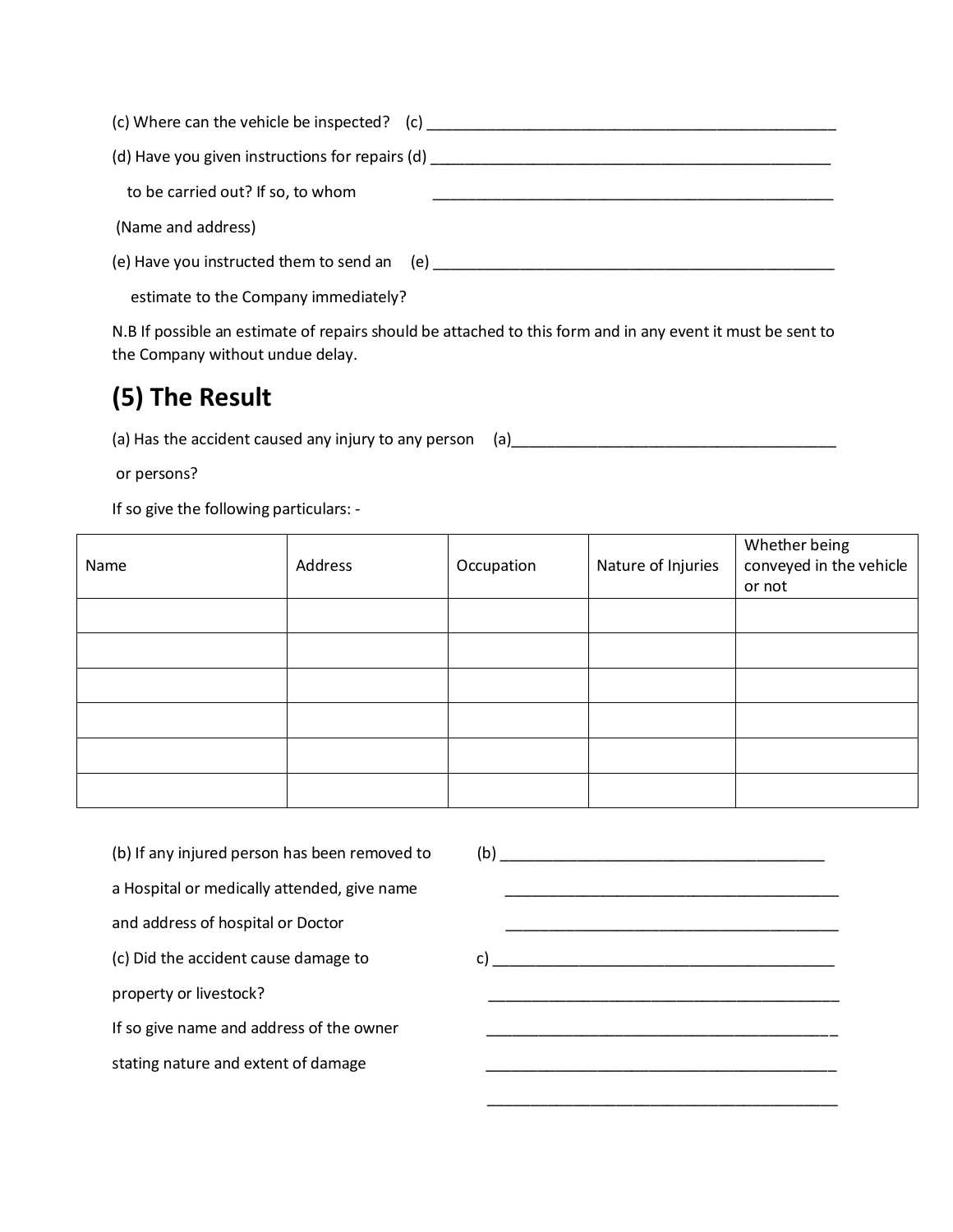(c) Where can the vehicle be inspected? (c) ___________________________________________________

(d) Have you given instructions for repairs (d) ________________________________________________

to be carried out? If so, to whom ________________________________________________

(Name and address)

(e) Have you instructed them to send an (e) ________________________________________________

estimate to the Company immediately?

N.B If possible an estimate of repairs should be attached to this form and in any event it must be sent to the Company without undue delay.

## (5) The Result

(a) Has the accident caused any injury to any person (a)_______________________________________

or persons?

If so give the following particulars: -

| Name | Address | Occupation | Nature of Injuries | Whether being conveyed in the vehicle or not |
|---|---|---|---|---|
| | | | | |
| | | | | |
| | | | | |
| | | | | |
| | | | | |
| | | | | |

(b) If any injured person has been removed to (b) ______________________________________

a Hospital or medically attended, give name ______________________________________

and address of hospital or Doctor ______________________________________

(c) Did the accident cause damage to c) ______________________________________

property or livestock? ______________________________________

If so give name and address of the owner ______________________________________

stating nature and extent of damage ______________________________________

______________________________________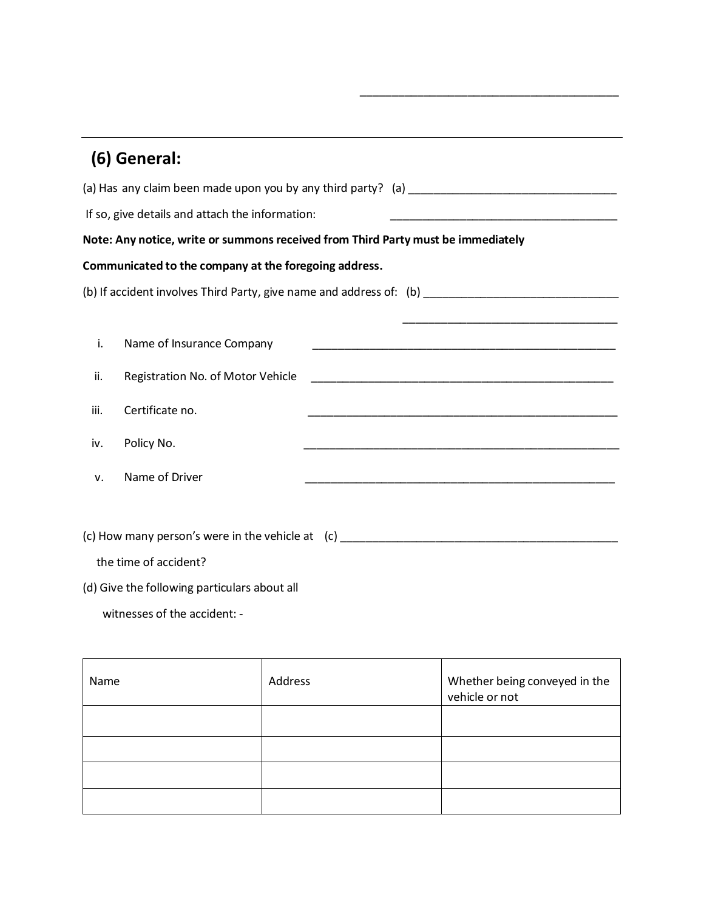______________________________________

---

## (6) General:

(a) Has any claim been made upon you by any third party? (a) ________________________________

If so, give details and attach the information: ________________________________

**Note: Any notice, write or summons received from Third Party must be immediately Communicated to the company at the foregoing address.**

(b) If accident involves Third Party, give name and address of: (b) ________________________________

________________________________

i. Name of Insurance Company ________________________________

ii. Registration No. of Motor Vehicle ________________________________

iii. Certificate no. ________________________________

iv. Policy No. ________________________________

v. Name of Driver ________________________________

(c) How many person's were in the vehicle at the time of accident? (c) ________________________________

(d) Give the following particulars about all witnesses of the accident: -

| Name | Address | Whether being conveyed in the vehicle or not |
|---|---|---|
| | | |
| | | |
| | | |
| | | |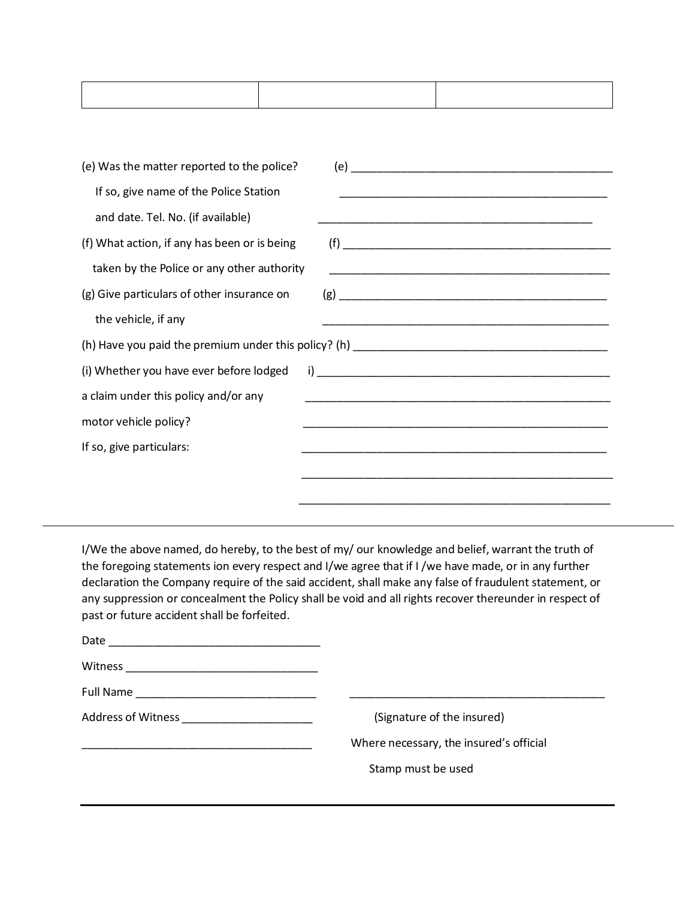| | | |
|---|---|---|
| | | |

(e) Was the matter reported to the police? (e) ____________________________________________

If so, give name of the Police Station ____________________________________________

and date. Tel. No. (if available) ____________________________________________

(f) What action, if any has been or is being (f) ____________________________________________

taken by the Police or any other authority ____________________________________________

(g) Give particulars of other insurance on (g) ____________________________________________

the vehicle, if any ____________________________________________

(h) Have you paid the premium under this policy? (h) ____________________________________________

(i) Whether you have ever before lodged i) ____________________________________________

a claim under this policy and/or any ____________________________________________

motor vehicle policy? ____________________________________________

If so, give particulars: ____________________________________________

____________________________________________

____________________________________________

---

I/We the above named, do hereby, to the best of my/ our knowledge and belief, warrant the truth of the foregoing statements ion every respect and I/we agree that if I /we have made, or in any further declaration the Company require of the said accident, shall make any false of fraudulent statement, or any suppression or concealment the Policy shall be void and all rights recover thereunder in respect of past or future accident shall be forfeited.

Date ___________________________________

Witness ________________________________

Full Name ______________________________ ____________________________________________

Address of Witness ______________________ (Signature of the insured)

______________________________________ Where necessary, the insured's official

Stamp must be used